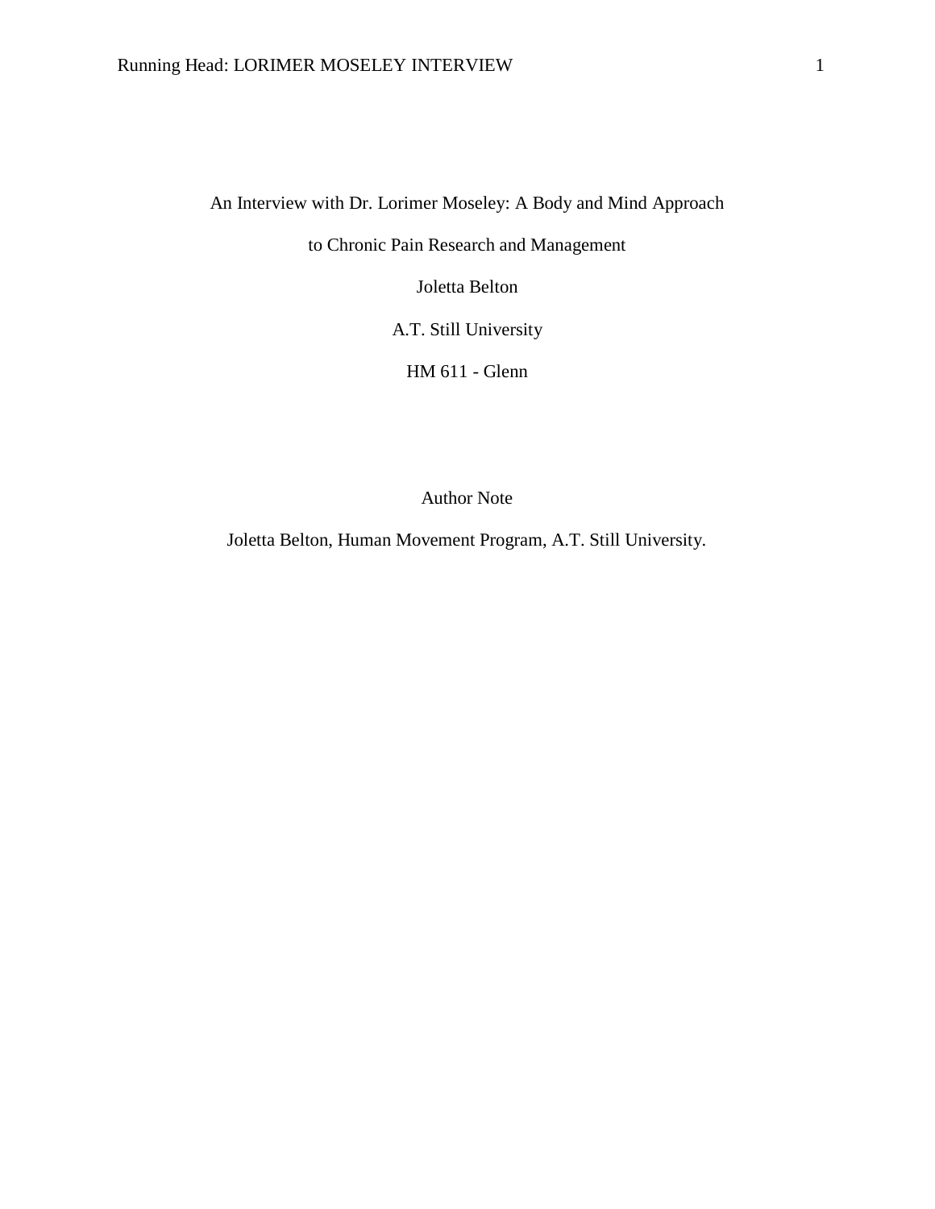# An Interview with Dr. Lorimer Moseley: A Body and Mind Approach to Chronic Pain Research and Management

Joletta Belton

A.T. Still University

HM 611 - Glenn

Author Note

Joletta Belton, Human Movement Program, A.T. Still University.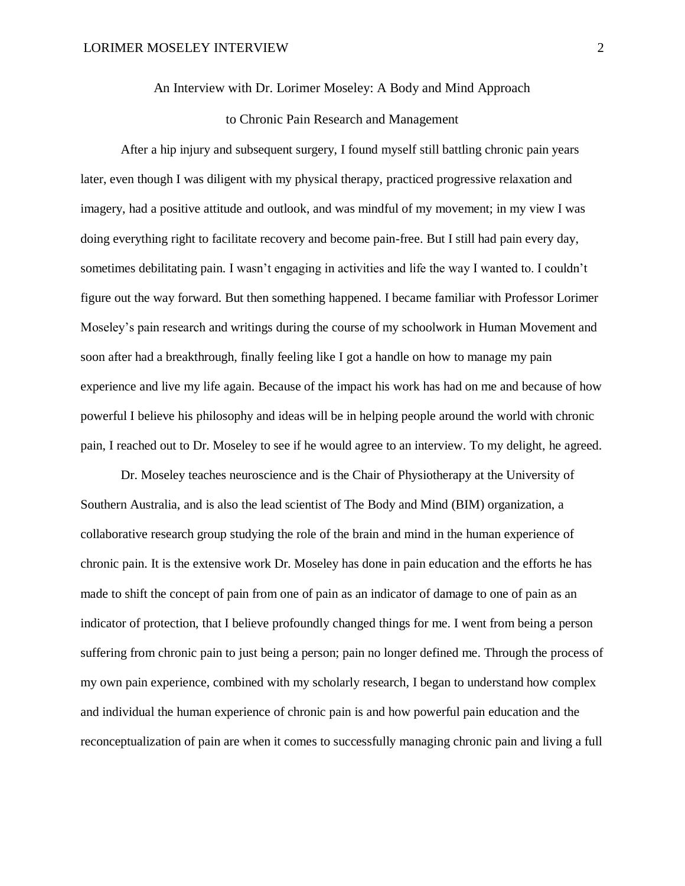An Interview with Dr. Lorimer Moseley: A Body and Mind Approach

to Chronic Pain Research and Management

After a hip injury and subsequent surgery, I found myself still battling chronic pain years later, even though I was diligent with my physical therapy, practiced progressive relaxation and imagery, had a positive attitude and outlook, and was mindful of my movement; in my view I was doing everything right to facilitate recovery and become pain-free. But I still had pain every day, sometimes debilitating pain. I wasn't engaging in activities and life the way I wanted to. I couldn't figure out the way forward. But then something happened. I became familiar with Professor Lorimer Moseley's pain research and writings during the course of my schoolwork in Human Movement and soon after had a breakthrough, finally feeling like I got a handle on how to manage my pain experience and live my life again. Because of the impact his work has had on me and because of how powerful I believe his philosophy and ideas will be in helping people around the world with chronic pain, I reached out to Dr. Moseley to see if he would agree to an interview. To my delight, he agreed.

Dr. Moseley teaches neuroscience and is the Chair of Physiotherapy at the University of Southern Australia, and is also the lead scientist of The Body and Mind (BIM) organization, a collaborative research group studying the role of the brain and mind in the human experience of chronic pain. It is the extensive work Dr. Moseley has done in pain education and the efforts he has made to shift the concept of pain from one of pain as an indicator of damage to one of pain as an indicator of protection, that I believe profoundly changed things for me. I went from being a person suffering from chronic pain to just being a person; pain no longer defined me. Through the process of my own pain experience, combined with my scholarly research, I began to understand how complex and individual the human experience of chronic pain is and how powerful pain education and the reconceptualization of pain are when it comes to successfully managing chronic pain and living a full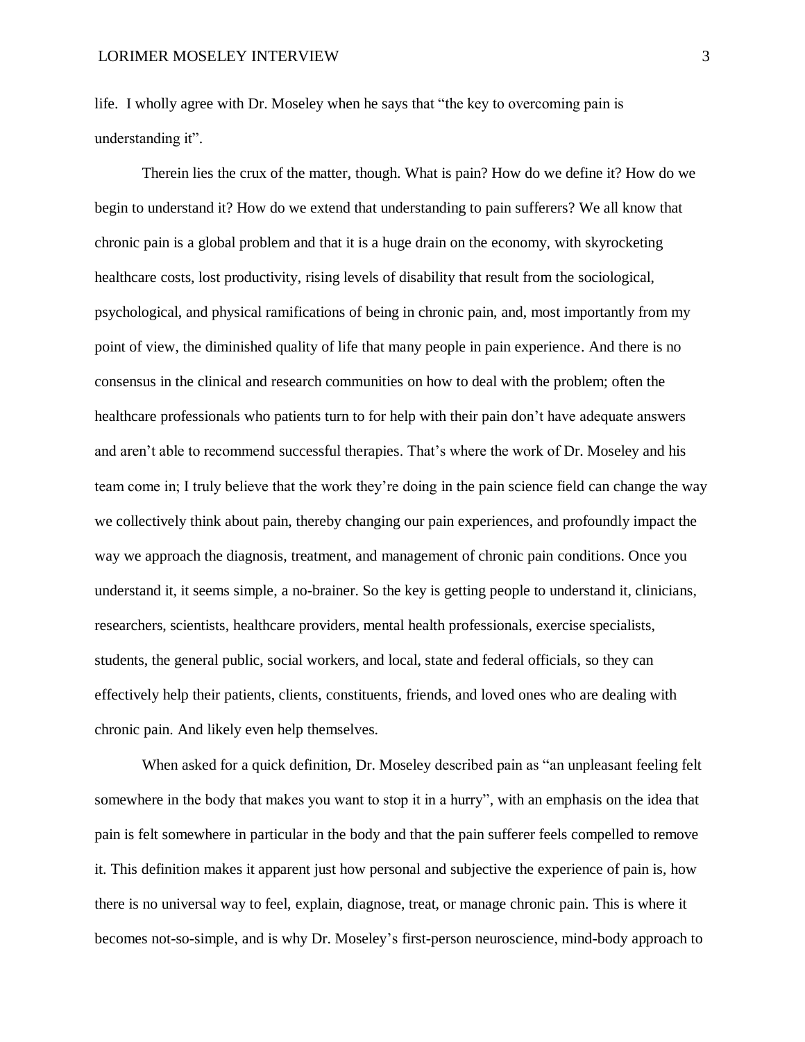life. I wholly agree with Dr. Moseley when he says that "the key to overcoming pain is understanding it".

Therein lies the crux of the matter, though. What is pain? How do we define it? How do we begin to understand it? How do we extend that understanding to pain sufferers? We all know that chronic pain is a global problem and that it is a huge drain on the economy, with skyrocketing healthcare costs, lost productivity, rising levels of disability that result from the sociological, psychological, and physical ramifications of being in chronic pain, and, most importantly from my point of view, the diminished quality of life that many people in pain experience. And there is no consensus in the clinical and research communities on how to deal with the problem; often the healthcare professionals who patients turn to for help with their pain don't have adequate answers and aren't able to recommend successful therapies. That's where the work of Dr. Moseley and his team come in; I truly believe that the work they're doing in the pain science field can change the way we collectively think about pain, thereby changing our pain experiences, and profoundly impact the way we approach the diagnosis, treatment, and management of chronic pain conditions. Once you understand it, it seems simple, a no-brainer. So the key is getting people to understand it, clinicians, researchers, scientists, healthcare providers, mental health professionals, exercise specialists, students, the general public, social workers, and local, state and federal officials, so they can effectively help their patients, clients, constituents, friends, and loved ones who are dealing with chronic pain. And likely even help themselves.

When asked for a quick definition, Dr. Moseley described pain as "an unpleasant feeling felt somewhere in the body that makes you want to stop it in a hurry", with an emphasis on the idea that pain is felt somewhere in particular in the body and that the pain sufferer feels compelled to remove it. This definition makes it apparent just how personal and subjective the experience of pain is, how there is no universal way to feel, explain, diagnose, treat, or manage chronic pain. This is where it becomes not-so-simple, and is why Dr. Moseley's first-person neuroscience, mind-body approach to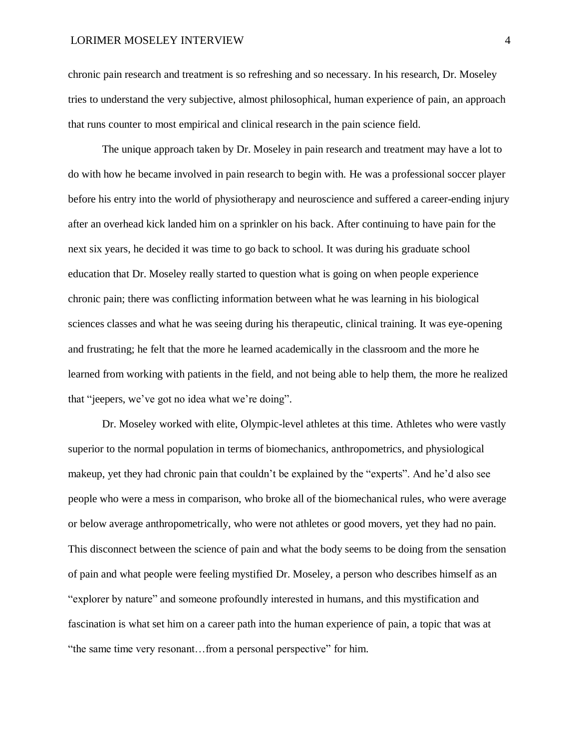chronic pain research and treatment is so refreshing and so necessary. In his research, Dr. Moseley tries to understand the very subjective, almost philosophical, human experience of pain, an approach that runs counter to most empirical and clinical research in the pain science field.

The unique approach taken by Dr. Moseley in pain research and treatment may have a lot to do with how he became involved in pain research to begin with. He was a professional soccer player before his entry into the world of physiotherapy and neuroscience and suffered a career-ending injury after an overhead kick landed him on a sprinkler on his back. After continuing to have pain for the next six years, he decided it was time to go back to school. It was during his graduate school education that Dr. Moseley really started to question what is going on when people experience chronic pain; there was conflicting information between what he was learning in his biological sciences classes and what he was seeing during his therapeutic, clinical training. It was eye-opening and frustrating; he felt that the more he learned academically in the classroom and the more he learned from working with patients in the field, and not being able to help them, the more he realized that "jeepers, we've got no idea what we're doing".

Dr. Moseley worked with elite, Olympic-level athletes at this time. Athletes who were vastly superior to the normal population in terms of biomechanics, anthropometrics, and physiological makeup, yet they had chronic pain that couldn't be explained by the "experts". And he'd also see people who were a mess in comparison, who broke all of the biomechanical rules, who were average or below average anthropometrically, who were not athletes or good movers, yet they had no pain. This disconnect between the science of pain and what the body seems to be doing from the sensation of pain and what people were feeling mystified Dr. Moseley, a person who describes himself as an "explorer by nature" and someone profoundly interested in humans, and this mystification and fascination is what set him on a career path into the human experience of pain, a topic that was at "the same time very resonant…from a personal perspective" for him.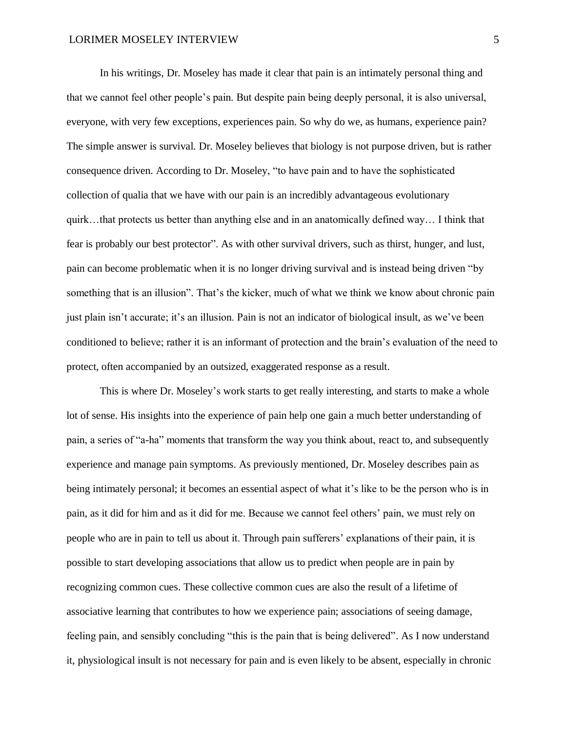In his writings, Dr. Moseley has made it clear that pain is an intimately personal thing and that we cannot feel other people's pain. But despite pain being deeply personal, it is also universal, everyone, with very few exceptions, experiences pain. So why do we, as humans, experience pain? The simple answer is survival. Dr. Moseley believes that biology is not purpose driven, but is rather consequence driven. According to Dr. Moseley, "to have pain and to have the sophisticated collection of qualia that we have with our pain is an incredibly advantageous evolutionary quirk…that protects us better than anything else and in an anatomically defined way… I think that fear is probably our best protector". As with other survival drivers, such as thirst, hunger, and lust, pain can become problematic when it is no longer driving survival and is instead being driven "by something that is an illusion". That's the kicker, much of what we think we know about chronic pain just plain isn't accurate; it's an illusion. Pain is not an indicator of biological insult, as we've been conditioned to believe; rather it is an informant of protection and the brain's evaluation of the need to protect, often accompanied by an outsized, exaggerated response as a result.

This is where Dr. Moseley's work starts to get really interesting, and starts to make a whole lot of sense. His insights into the experience of pain help one gain a much better understanding of pain, a series of "a-ha" moments that transform the way you think about, react to, and subsequently experience and manage pain symptoms. As previously mentioned, Dr. Moseley describes pain as being intimately personal; it becomes an essential aspect of what it's like to be the person who is in pain, as it did for him and as it did for me. Because we cannot feel others' pain, we must rely on people who are in pain to tell us about it. Through pain sufferers' explanations of their pain, it is possible to start developing associations that allow us to predict when people are in pain by recognizing common cues. These collective common cues are also the result of a lifetime of associative learning that contributes to how we experience pain; associations of seeing damage, feeling pain, and sensibly concluding "this is the pain that is being delivered". As I now understand it, physiological insult is not necessary for pain and is even likely to be absent, especially in chronic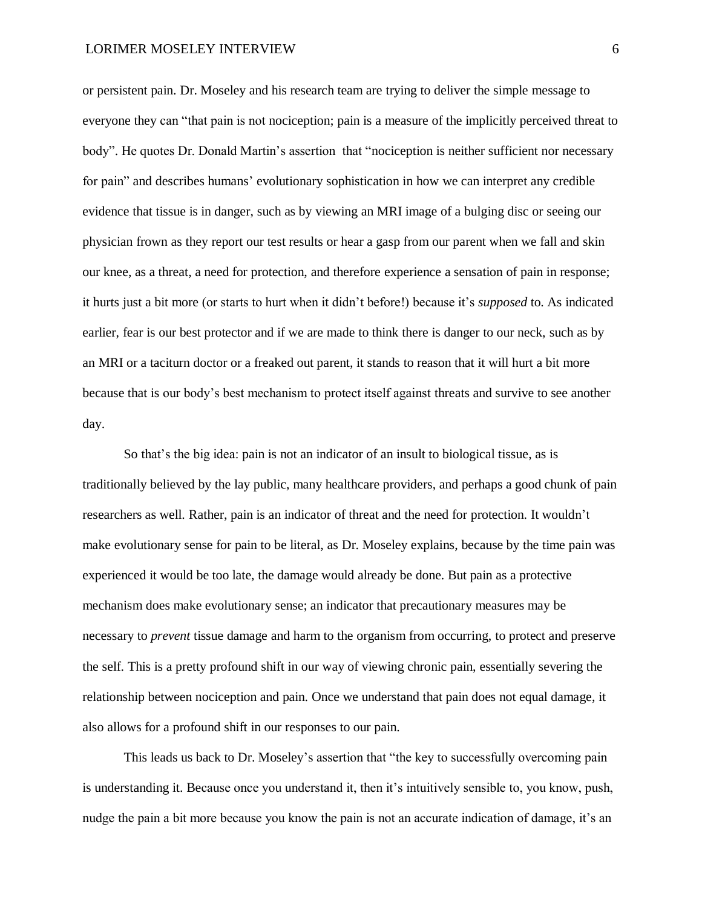or persistent pain. Dr. Moseley and his research team are trying to deliver the simple message to everyone they can "that pain is not nociception; pain is a measure of the implicitly perceived threat to body". He quotes Dr. Donald Martin's assertion that "nociception is neither sufficient nor necessary for pain" and describes humans' evolutionary sophistication in how we can interpret any credible evidence that tissue is in danger, such as by viewing an MRI image of a bulging disc or seeing our physician frown as they report our test results or hear a gasp from our parent when we fall and skin our knee, as a threat, a need for protection, and therefore experience a sensation of pain in response; it hurts just a bit more (or starts to hurt when it didn't before!) because it's *supposed* to. As indicated earlier, fear is our best protector and if we are made to think there is danger to our neck, such as by an MRI or a taciturn doctor or a freaked out parent, it stands to reason that it will hurt a bit more because that is our body's best mechanism to protect itself against threats and survive to see another day.

So that's the big idea: pain is not an indicator of an insult to biological tissue, as is traditionally believed by the lay public, many healthcare providers, and perhaps a good chunk of pain researchers as well. Rather, pain is an indicator of threat and the need for protection. It wouldn't make evolutionary sense for pain to be literal, as Dr. Moseley explains, because by the time pain was experienced it would be too late, the damage would already be done. But pain as a protective mechanism does make evolutionary sense; an indicator that precautionary measures may be necessary to *prevent* tissue damage and harm to the organism from occurring, to protect and preserve the self. This is a pretty profound shift in our way of viewing chronic pain, essentially severing the relationship between nociception and pain. Once we understand that pain does not equal damage, it also allows for a profound shift in our responses to our pain.

This leads us back to Dr. Moseley's assertion that "the key to successfully overcoming pain is understanding it. Because once you understand it, then it's intuitively sensible to, you know, push, nudge the pain a bit more because you know the pain is not an accurate indication of damage, it's an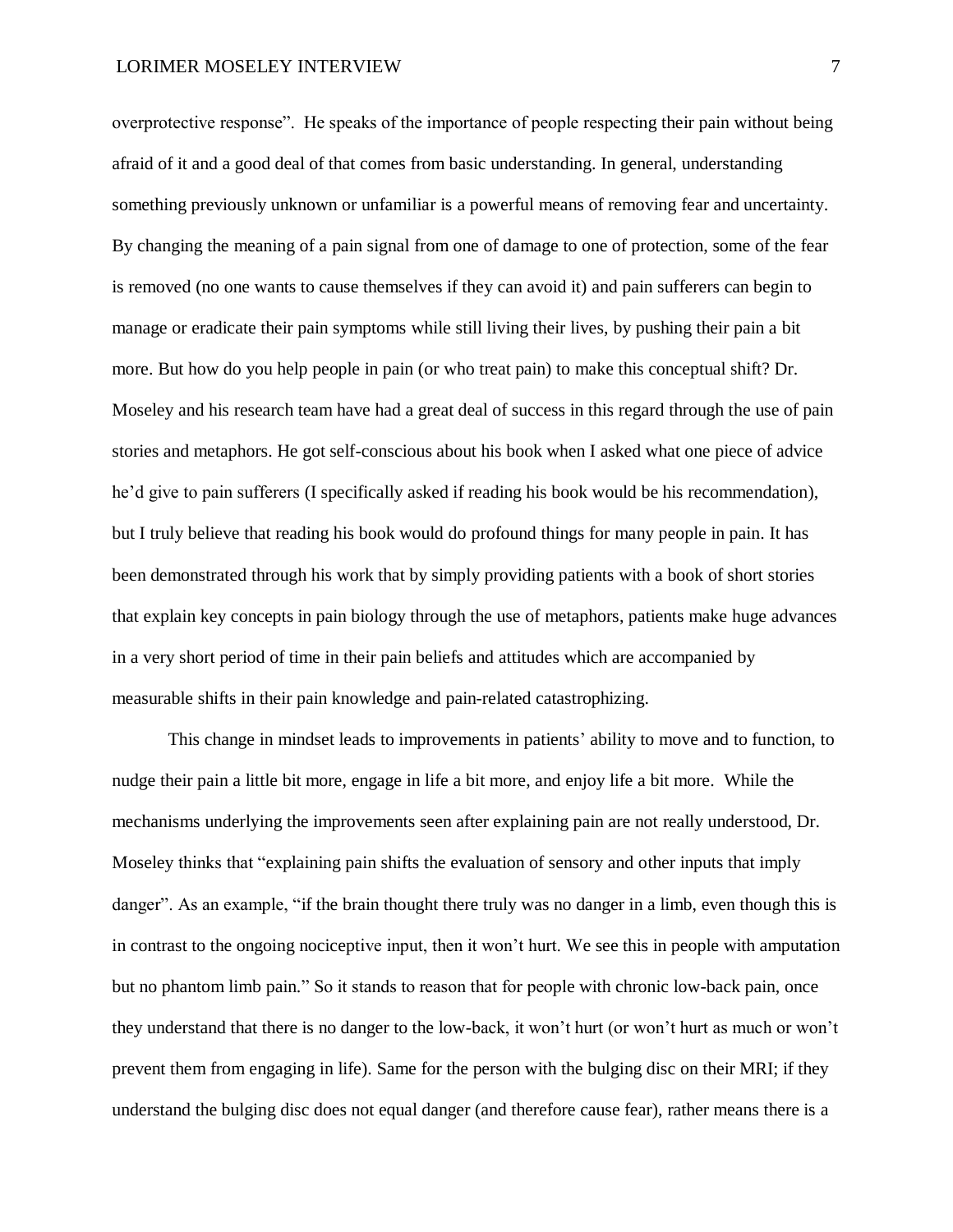overprotective response". He speaks of the importance of people respecting their pain without being afraid of it and a good deal of that comes from basic understanding. In general, understanding something previously unknown or unfamiliar is a powerful means of removing fear and uncertainty. By changing the meaning of a pain signal from one of damage to one of protection, some of the fear is removed (no one wants to cause themselves if they can avoid it) and pain sufferers can begin to manage or eradicate their pain symptoms while still living their lives, by pushing their pain a bit more. But how do you help people in pain (or who treat pain) to make this conceptual shift? Dr. Moseley and his research team have had a great deal of success in this regard through the use of pain stories and metaphors. He got self-conscious about his book when I asked what one piece of advice he'd give to pain sufferers (I specifically asked if reading his book would be his recommendation), but I truly believe that reading his book would do profound things for many people in pain. It has been demonstrated through his work that by simply providing patients with a book of short stories that explain key concepts in pain biology through the use of metaphors, patients make huge advances in a very short period of time in their pain beliefs and attitudes which are accompanied by measurable shifts in their pain knowledge and pain-related catastrophizing.

This change in mindset leads to improvements in patients' ability to move and to function, to nudge their pain a little bit more, engage in life a bit more, and enjoy life a bit more. While the mechanisms underlying the improvements seen after explaining pain are not really understood, Dr. Moseley thinks that "explaining pain shifts the evaluation of sensory and other inputs that imply danger". As an example, "if the brain thought there truly was no danger in a limb, even though this is in contrast to the ongoing nociceptive input, then it won't hurt. We see this in people with amputation but no phantom limb pain." So it stands to reason that for people with chronic low-back pain, once they understand that there is no danger to the low-back, it won't hurt (or won't hurt as much or won't prevent them from engaging in life). Same for the person with the bulging disc on their MRI; if they understand the bulging disc does not equal danger (and therefore cause fear), rather means there is a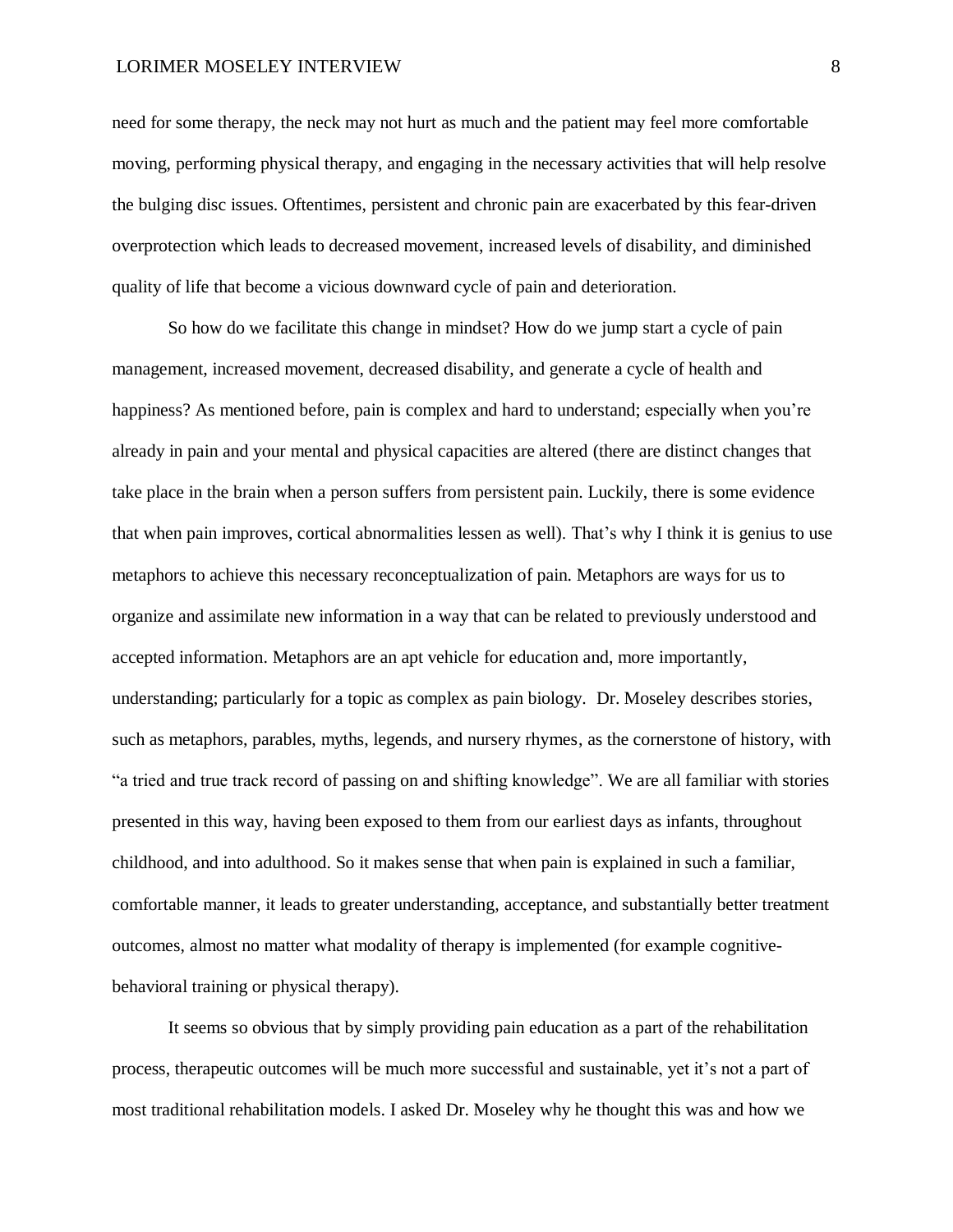need for some therapy, the neck may not hurt as much and the patient may feel more comfortable moving, performing physical therapy, and engaging in the necessary activities that will help resolve the bulging disc issues. Oftentimes, persistent and chronic pain are exacerbated by this fear-driven overprotection which leads to decreased movement, increased levels of disability, and diminished quality of life that become a vicious downward cycle of pain and deterioration.

So how do we facilitate this change in mindset? How do we jump start a cycle of pain management, increased movement, decreased disability, and generate a cycle of health and happiness? As mentioned before, pain is complex and hard to understand; especially when you're already in pain and your mental and physical capacities are altered (there are distinct changes that take place in the brain when a person suffers from persistent pain. Luckily, there is some evidence that when pain improves, cortical abnormalities lessen as well). That's why I think it is genius to use metaphors to achieve this necessary reconceptualization of pain. Metaphors are ways for us to organize and assimilate new information in a way that can be related to previously understood and accepted information. Metaphors are an apt vehicle for education and, more importantly, understanding; particularly for a topic as complex as pain biology. Dr. Moseley describes stories, such as metaphors, parables, myths, legends, and nursery rhymes, as the cornerstone of history, with "a tried and true track record of passing on and shifting knowledge". We are all familiar with stories presented in this way, having been exposed to them from our earliest days as infants, throughout childhood, and into adulthood. So it makes sense that when pain is explained in such a familiar, comfortable manner, it leads to greater understanding, acceptance, and substantially better treatment outcomes, almost no matter what modality of therapy is implemented (for example cognitive-behavioral training or physical therapy).

It seems so obvious that by simply providing pain education as a part of the rehabilitation process, therapeutic outcomes will be much more successful and sustainable, yet it's not a part of most traditional rehabilitation models. I asked Dr. Moseley why he thought this was and how we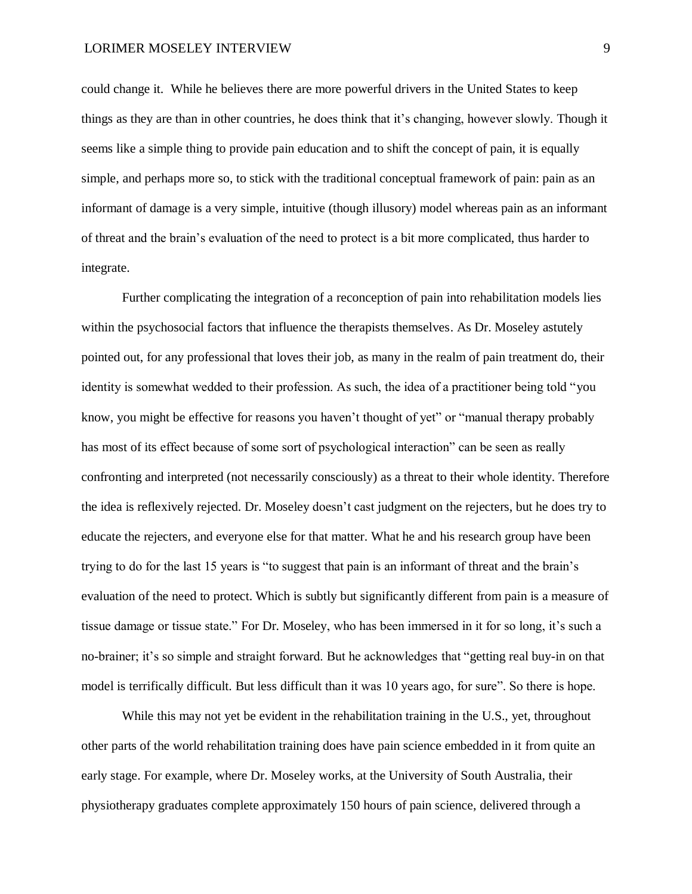could change it. While he believes there are more powerful drivers in the United States to keep things as they are than in other countries, he does think that it's changing, however slowly. Though it seems like a simple thing to provide pain education and to shift the concept of pain, it is equally simple, and perhaps more so, to stick with the traditional conceptual framework of pain: pain as an informant of damage is a very simple, intuitive (though illusory) model whereas pain as an informant of threat and the brain's evaluation of the need to protect is a bit more complicated, thus harder to integrate.

Further complicating the integration of a reconception of pain into rehabilitation models lies within the psychosocial factors that influence the therapists themselves. As Dr. Moseley astutely pointed out, for any professional that loves their job, as many in the realm of pain treatment do, their identity is somewhat wedded to their profession. As such, the idea of a practitioner being told "you know, you might be effective for reasons you haven't thought of yet" or "manual therapy probably has most of its effect because of some sort of psychological interaction" can be seen as really confronting and interpreted (not necessarily consciously) as a threat to their whole identity. Therefore the idea is reflexively rejected. Dr. Moseley doesn't cast judgment on the rejecters, but he does try to educate the rejecters, and everyone else for that matter. What he and his research group have been trying to do for the last 15 years is "to suggest that pain is an informant of threat and the brain's evaluation of the need to protect. Which is subtly but significantly different from pain is a measure of tissue damage or tissue state." For Dr. Moseley, who has been immersed in it for so long, it's such a no-brainer; it's so simple and straight forward. But he acknowledges that "getting real buy-in on that model is terrifically difficult. But less difficult than it was 10 years ago, for sure". So there is hope.

While this may not yet be evident in the rehabilitation training in the U.S., yet, throughout other parts of the world rehabilitation training does have pain science embedded in it from quite an early stage. For example, where Dr. Moseley works, at the University of South Australia, their physiotherapy graduates complete approximately 150 hours of pain science, delivered through a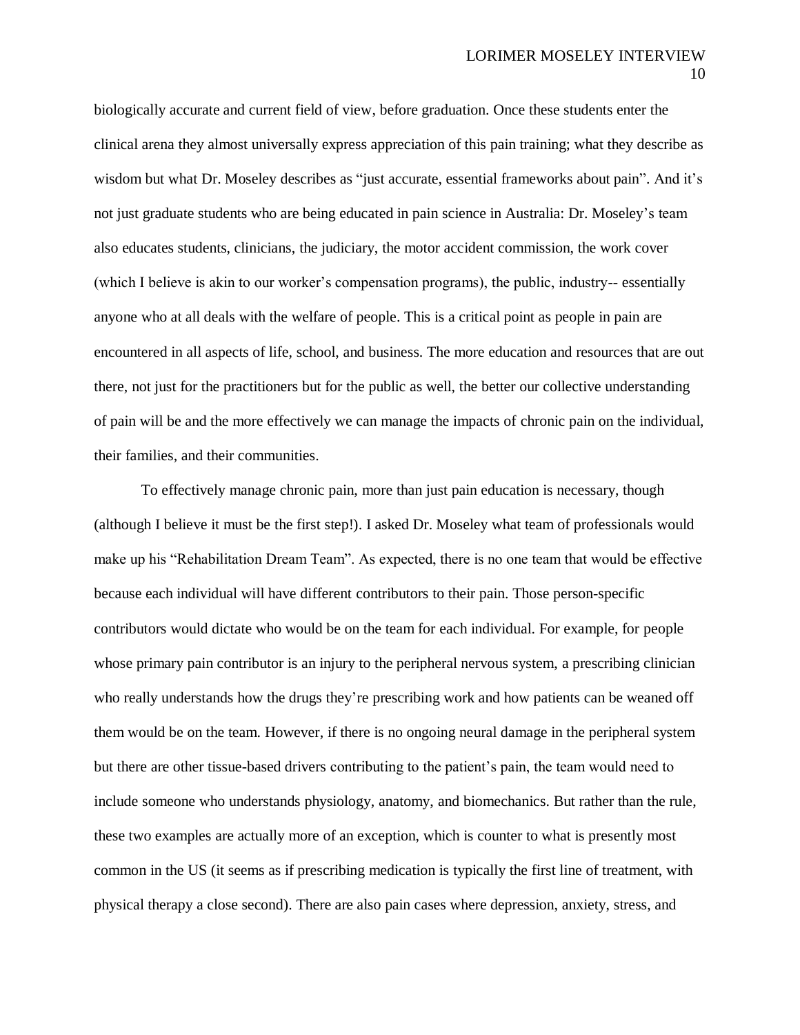biologically accurate and current field of view, before graduation. Once these students enter the clinical arena they almost universally express appreciation of this pain training; what they describe as wisdom but what Dr. Moseley describes as "just accurate, essential frameworks about pain". And it's not just graduate students who are being educated in pain science in Australia: Dr. Moseley's team also educates students, clinicians, the judiciary, the motor accident commission, the work cover (which I believe is akin to our worker's compensation programs), the public, industry-- essentially anyone who at all deals with the welfare of people. This is a critical point as people in pain are encountered in all aspects of life, school, and business. The more education and resources that are out there, not just for the practitioners but for the public as well, the better our collective understanding of pain will be and the more effectively we can manage the impacts of chronic pain on the individual, their families, and their communities.

To effectively manage chronic pain, more than just pain education is necessary, though (although I believe it must be the first step!). I asked Dr. Moseley what team of professionals would make up his "Rehabilitation Dream Team". As expected, there is no one team that would be effective because each individual will have different contributors to their pain. Those person-specific contributors would dictate who would be on the team for each individual. For example, for people whose primary pain contributor is an injury to the peripheral nervous system, a prescribing clinician who really understands how the drugs they're prescribing work and how patients can be weaned off them would be on the team. However, if there is no ongoing neural damage in the peripheral system but there are other tissue-based drivers contributing to the patient's pain, the team would need to include someone who understands physiology, anatomy, and biomechanics. But rather than the rule, these two examples are actually more of an exception, which is counter to what is presently most common in the US (it seems as if prescribing medication is typically the first line of treatment, with physical therapy a close second). There are also pain cases where depression, anxiety, stress, and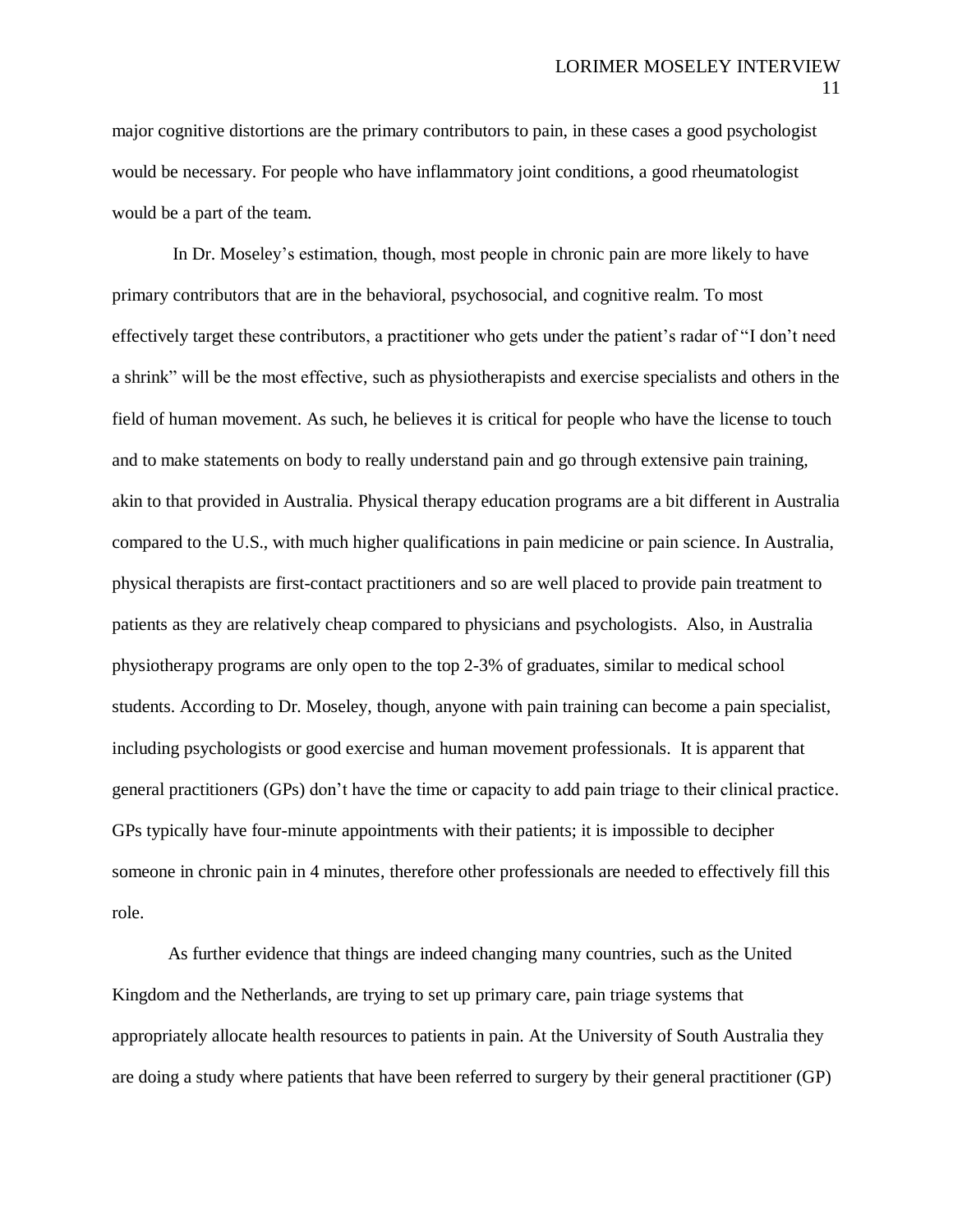major cognitive distortions are the primary contributors to pain, in these cases a good psychologist would be necessary. For people who have inflammatory joint conditions, a good rheumatologist would be a part of the team.

In Dr. Moseley's estimation, though, most people in chronic pain are more likely to have primary contributors that are in the behavioral, psychosocial, and cognitive realm. To most effectively target these contributors, a practitioner who gets under the patient's radar of "I don't need a shrink" will be the most effective, such as physiotherapists and exercise specialists and others in the field of human movement. As such, he believes it is critical for people who have the license to touch and to make statements on body to really understand pain and go through extensive pain training, akin to that provided in Australia. Physical therapy education programs are a bit different in Australia compared to the U.S., with much higher qualifications in pain medicine or pain science. In Australia, physical therapists are first-contact practitioners and so are well placed to provide pain treatment to patients as they are relatively cheap compared to physicians and psychologists. Also, in Australia physiotherapy programs are only open to the top 2-3% of graduates, similar to medical school students. According to Dr. Moseley, though, anyone with pain training can become a pain specialist, including psychologists or good exercise and human movement professionals. It is apparent that general practitioners (GPs) don't have the time or capacity to add pain triage to their clinical practice. GPs typically have four-minute appointments with their patients; it is impossible to decipher someone in chronic pain in 4 minutes, therefore other professionals are needed to effectively fill this role.

As further evidence that things are indeed changing many countries, such as the United Kingdom and the Netherlands, are trying to set up primary care, pain triage systems that appropriately allocate health resources to patients in pain. At the University of South Australia they are doing a study where patients that have been referred to surgery by their general practitioner (GP)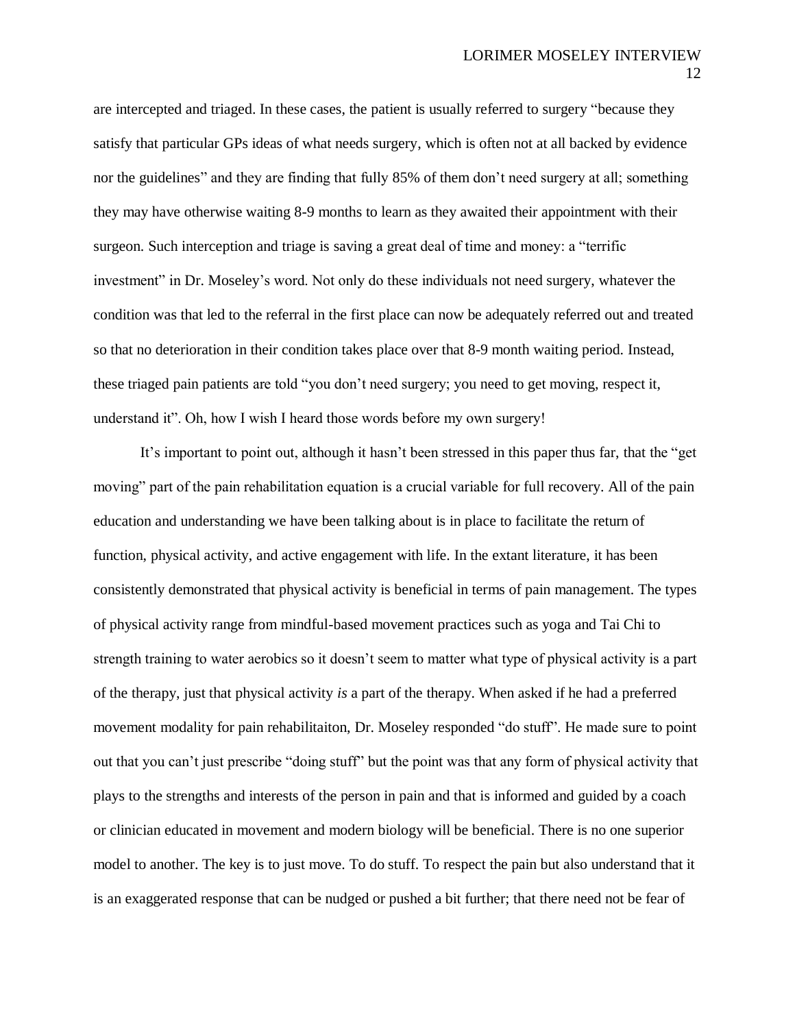are intercepted and triaged. In these cases, the patient is usually referred to surgery "because they satisfy that particular GPs ideas of what needs surgery, which is often not at all backed by evidence nor the guidelines" and they are finding that fully 85% of them don't need surgery at all; something they may have otherwise waiting 8-9 months to learn as they awaited their appointment with their surgeon. Such interception and triage is saving a great deal of time and money: a "terrific investment" in Dr. Moseley's word. Not only do these individuals not need surgery, whatever the condition was that led to the referral in the first place can now be adequately referred out and treated so that no deterioration in their condition takes place over that 8-9 month waiting period. Instead, these triaged pain patients are told "you don't need surgery; you need to get moving, respect it, understand it". Oh, how I wish I heard those words before my own surgery!

It's important to point out, although it hasn't been stressed in this paper thus far, that the "get moving" part of the pain rehabilitation equation is a crucial variable for full recovery. All of the pain education and understanding we have been talking about is in place to facilitate the return of function, physical activity, and active engagement with life. In the extant literature, it has been consistently demonstrated that physical activity is beneficial in terms of pain management. The types of physical activity range from mindful-based movement practices such as yoga and Tai Chi to strength training to water aerobics so it doesn't seem to matter what type of physical activity is a part of the therapy, just that physical activity *is* a part of the therapy. When asked if he had a preferred movement modality for pain rehabilitaiton, Dr. Moseley responded "do stuff". He made sure to point out that you can't just prescribe "doing stuff" but the point was that any form of physical activity that plays to the strengths and interests of the person in pain and that is informed and guided by a coach or clinician educated in movement and modern biology will be beneficial. There is no one superior model to another. The key is to just move. To do stuff. To respect the pain but also understand that it is an exaggerated response that can be nudged or pushed a bit further; that there need not be fear of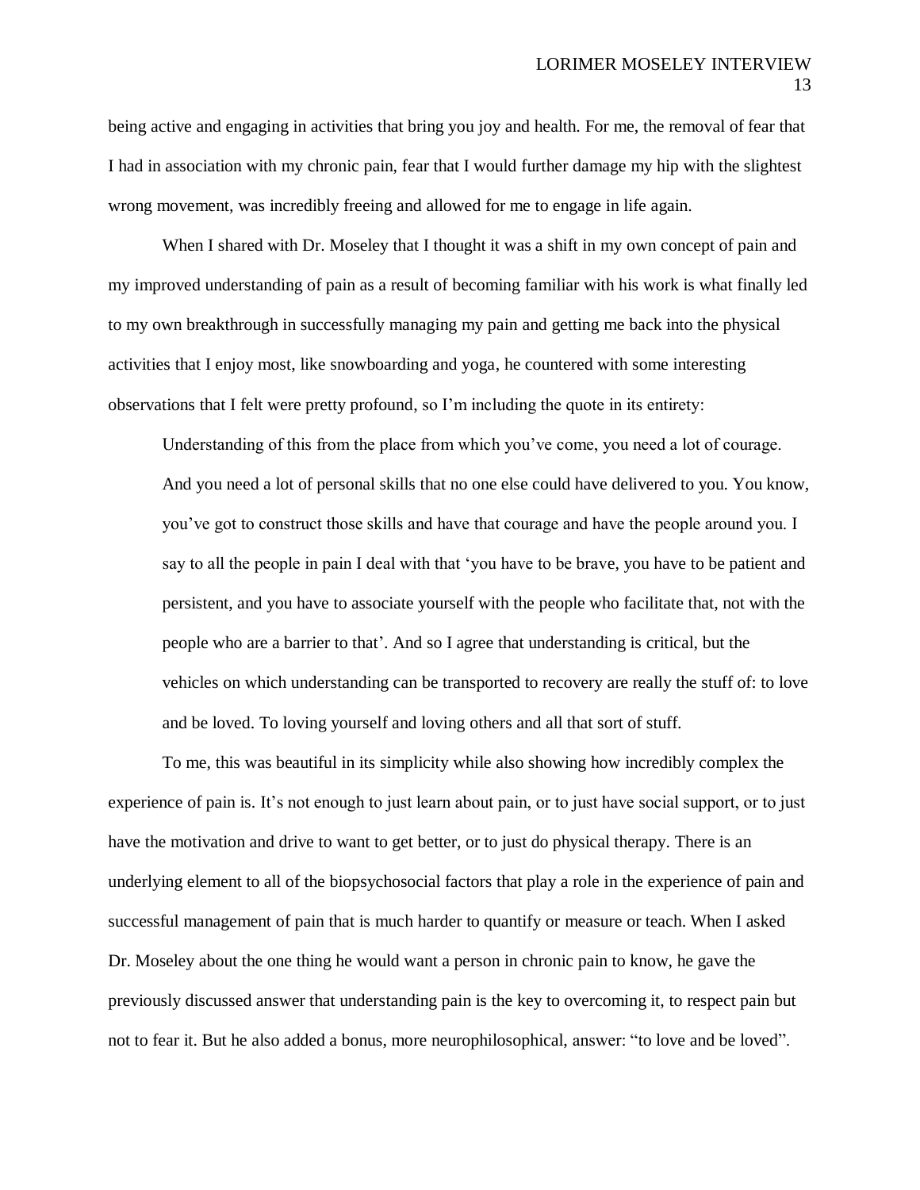being active and engaging in activities that bring you joy and health. For me, the removal of fear that I had in association with my chronic pain, fear that I would further damage my hip with the slightest wrong movement, was incredibly freeing and allowed for me to engage in life again.

When I shared with Dr. Moseley that I thought it was a shift in my own concept of pain and my improved understanding of pain as a result of becoming familiar with his work is what finally led to my own breakthrough in successfully managing my pain and getting me back into the physical activities that I enjoy most, like snowboarding and yoga, he countered with some interesting observations that I felt were pretty profound, so I'm including the quote in its entirety:

> Understanding of this from the place from which you've come, you need a lot of courage. And you need a lot of personal skills that no one else could have delivered to you. You know, you've got to construct those skills and have that courage and have the people around you. I say to all the people in pain I deal with that 'you have to be brave, you have to be patient and persistent, and you have to associate yourself with the people who facilitate that, not with the people who are a barrier to that'. And so I agree that understanding is critical, but the vehicles on which understanding can be transported to recovery are really the stuff of: to love and be loved. To loving yourself and loving others and all that sort of stuff.

To me, this was beautiful in its simplicity while also showing how incredibly complex the experience of pain is. It's not enough to just learn about pain, or to just have social support, or to just have the motivation and drive to want to get better, or to just do physical therapy. There is an underlying element to all of the biopsychosocial factors that play a role in the experience of pain and successful management of pain that is much harder to quantify or measure or teach. When I asked Dr. Moseley about the one thing he would want a person in chronic pain to know, he gave the previously discussed answer that understanding pain is the key to overcoming it, to respect pain but not to fear it. But he also added a bonus, more neurophilosophical, answer: "to love and be loved".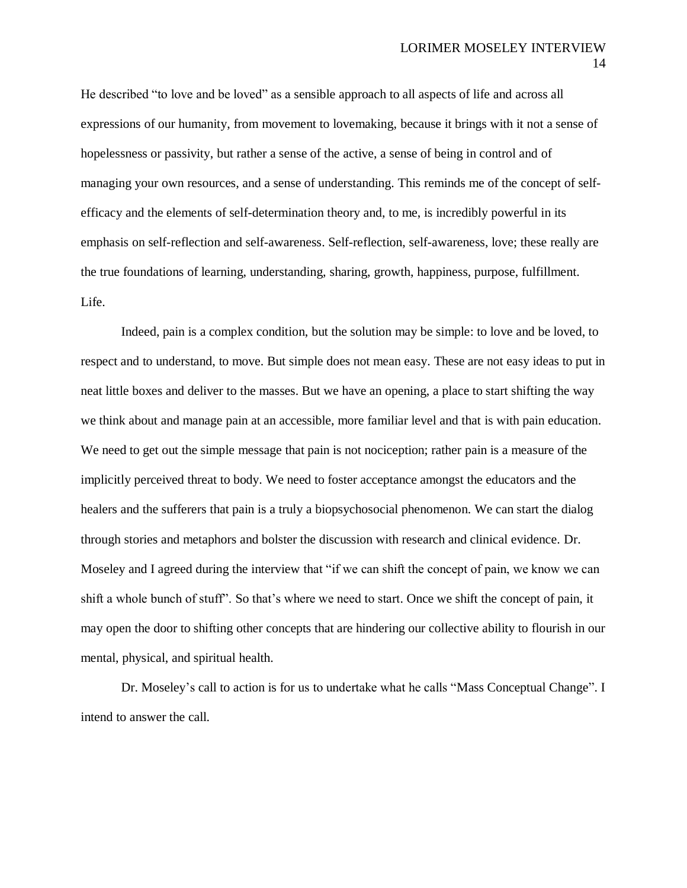He described "to love and be loved" as a sensible approach to all aspects of life and across all expressions of our humanity, from movement to lovemaking, because it brings with it not a sense of hopelessness or passivity, but rather a sense of the active, a sense of being in control and of managing your own resources, and a sense of understanding. This reminds me of the concept of self-efficacy and the elements of self-determination theory and, to me, is incredibly powerful in its emphasis on self-reflection and self-awareness. Self-reflection, self-awareness, love; these really are the true foundations of learning, understanding, sharing, growth, happiness, purpose, fulfillment. Life.

Indeed, pain is a complex condition, but the solution may be simple: to love and be loved, to respect and to understand, to move. But simple does not mean easy. These are not easy ideas to put in neat little boxes and deliver to the masses. But we have an opening, a place to start shifting the way we think about and manage pain at an accessible, more familiar level and that is with pain education. We need to get out the simple message that pain is not nociception; rather pain is a measure of the implicitly perceived threat to body. We need to foster acceptance amongst the educators and the healers and the sufferers that pain is a truly a biopsychosocial phenomenon. We can start the dialog through stories and metaphors and bolster the discussion with research and clinical evidence. Dr. Moseley and I agreed during the interview that "if we can shift the concept of pain, we know we can shift a whole bunch of stuff". So that's where we need to start. Once we shift the concept of pain, it may open the door to shifting other concepts that are hindering our collective ability to flourish in our mental, physical, and spiritual health.

Dr. Moseley's call to action is for us to undertake what he calls "Mass Conceptual Change". I intend to answer the call.